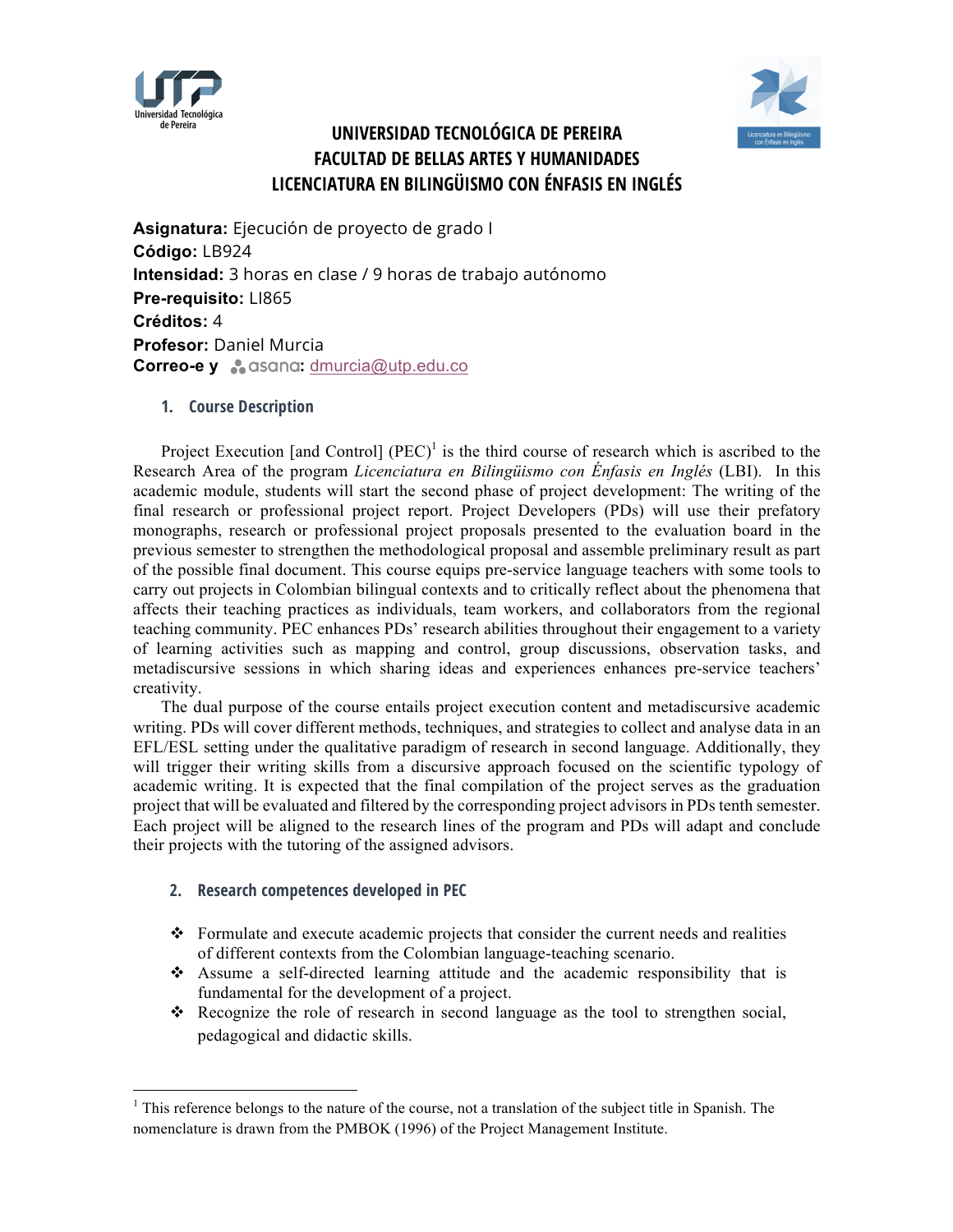# UNIVERSIDAD TECNOLÓGICA DE PEREIRA
# FACULTAD DE BELLAS ARTES Y HUMANIDADES
# LICENCIATURA EN BILINGÜISMO CON ÉNFASIS EN INGLÉS

**Asignatura:** Ejecución de proyecto de grado I
**Código:** LB924
**Intensidad:** 3 horas en clase / 9 horas de trabajo autónomo
**Pre-requisito:** LI865
**Créditos:** 4
**Profesor:** Daniel Murcia
**Correo-e y asana:** dmurcia@utp.edu.co

## 1. Course Description

Project Execution [and Control] (PEC)[1] is the third course of research which is ascribed to the Research Area of the program *Licenciatura en Bilingüismo con Énfasis en Inglés* (LBI). In this academic module, students will start the second phase of project development: The writing of the final research or professional project report. Project Developers (PDs) will use their prefatory monographs, research or professional project proposals presented to the evaluation board in the previous semester to strengthen the methodological proposal and assemble preliminary result as part of the possible final document. This course equips pre-service language teachers with some tools to carry out projects in Colombian bilingual contexts and to critically reflect about the phenomena that affects their teaching practices as individuals, team workers, and collaborators from the regional teaching community. PEC enhances PDs' research abilities throughout their engagement to a variety of learning activities such as mapping and control, group discussions, observation tasks, and metadiscursive sessions in which sharing ideas and experiences enhances pre-service teachers' creativity.

The dual purpose of the course entails project execution content and metadiscursive academic writing. PDs will cover different methods, techniques, and strategies to collect and analyse data in an EFL/ESL setting under the qualitative paradigm of research in second language. Additionally, they will trigger their writing skills from a discursive approach focused on the scientific typology of academic writing. It is expected that the final compilation of the project serves as the graduation project that will be evaluated and filtered by the corresponding project advisors in PDs tenth semester. Each project will be aligned to the research lines of the program and PDs will adapt and conclude their projects with the tutoring of the assigned advisors.

## 2. Research competences developed in PEC

- Formulate and execute academic projects that consider the current needs and realities of different contexts from the Colombian language-teaching scenario.
- Assume a self-directed learning attitude and the academic responsibility that is fundamental for the development of a project.
- Recognize the role of research in second language as the tool to strengthen social, pedagogical and didactic skills.

---

[1] This reference belongs to the nature of the course, not a translation of the subject title in Spanish. The nomenclature is drawn from the PMBOK (1996) of the Project Management Institute.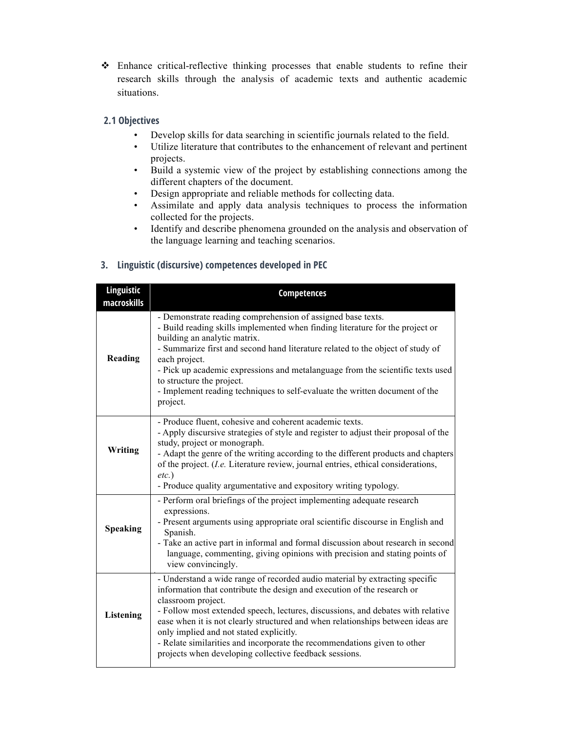- ❖ Enhance critical-reflective thinking processes that enable students to refine their research skills through the analysis of academic texts and authentic academic situations.

### 2.1 Objectives

- Develop skills for data searching in scientific journals related to the field.
- Utilize literature that contributes to the enhancement of relevant and pertinent projects.
- Build a systemic view of the project by establishing connections among the different chapters of the document.
- Design appropriate and reliable methods for collecting data.
- Assimilate and apply data analysis techniques to process the information collected for the projects.
- Identify and describe phenomena grounded on the analysis and observation of the language learning and teaching scenarios.

## 3. Linguistic (discursive) competences developed in PEC

| Linguistic macroskills | Competences |
|---|---|
| **Reading** | - Demonstrate reading comprehension of assigned base texts.<br>- Build reading skills implemented when finding literature for the project or building an analytic matrix.<br>- Summarize first and second hand literature related to the object of study of each project.<br>- Pick up academic expressions and metalanguage from the scientific texts used to structure the project.<br>- Implement reading techniques to self-evaluate the written document of the project. |
| **Writing** | - Produce fluent, cohesive and coherent academic texts.<br>- Apply discursive strategies of style and register to adjust their proposal of the study, project or monograph.<br>- Adapt the genre of the writing according to the different products and chapters of the project. (*I.e.* Literature review, journal entries, ethical considerations, *etc.*)<br>- Produce quality argumentative and expository writing typology. |
| **Speaking** | - Perform oral briefings of the project implementing adequate research expressions.<br>- Present arguments using appropriate oral scientific discourse in English and Spanish.<br>- Take an active part in informal and formal discussion about research in second language, commenting, giving opinions with precision and stating points of view convincingly. |
| **Listening** | - Understand a wide range of recorded audio material by extracting specific information that contribute the design and execution of the research or classroom project.<br>- Follow most extended speech, lectures, discussions, and debates with relative ease when it is not clearly structured and when relationships between ideas are only implied and not stated explicitly.<br>- Relate similarities and incorporate the recommendations given to other projects when developing collective feedback sessions. |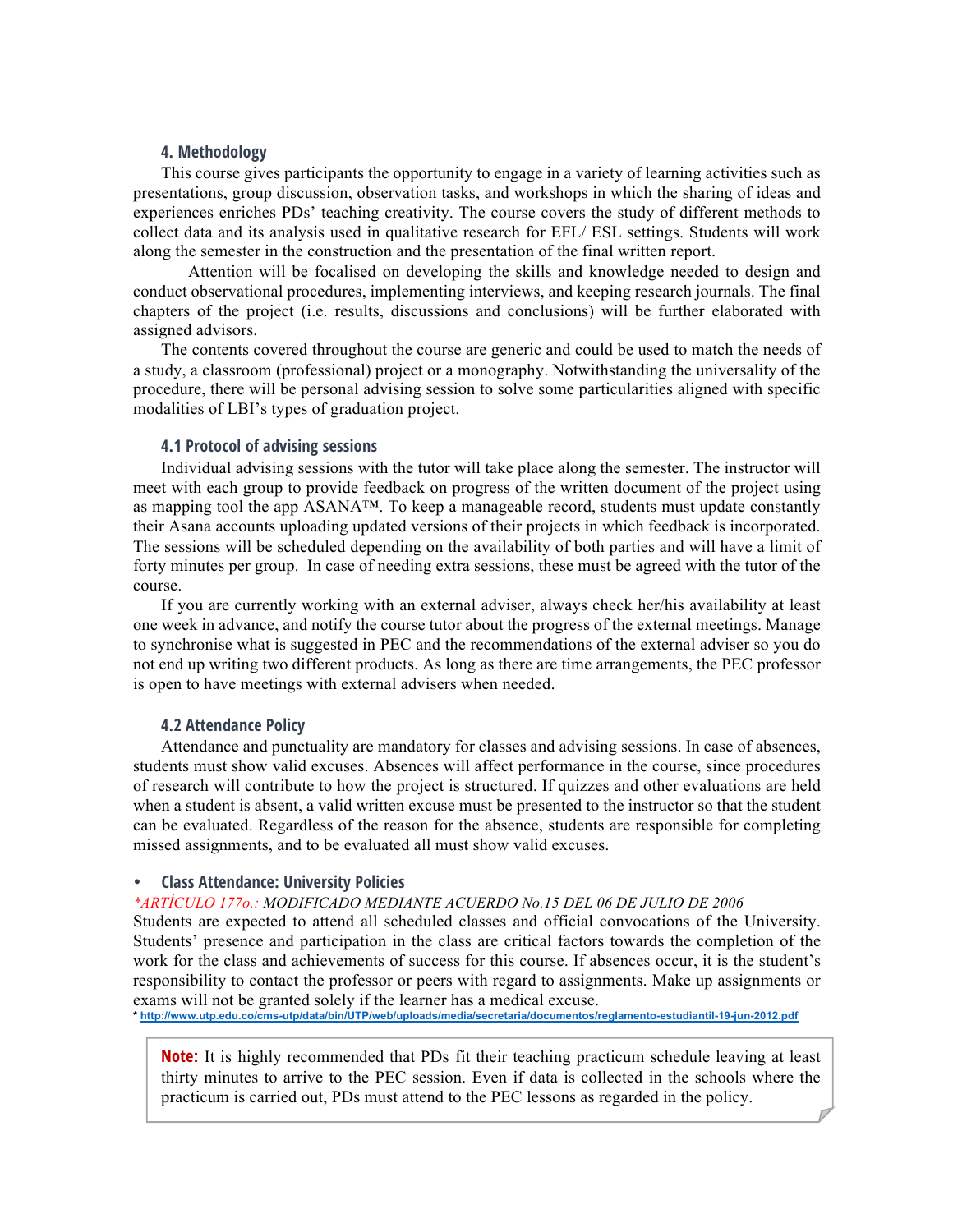### 4. Methodology

This course gives participants the opportunity to engage in a variety of learning activities such as presentations, group discussion, observation tasks, and workshops in which the sharing of ideas and experiences enriches PDs' teaching creativity. The course covers the study of different methods to collect data and its analysis used in qualitative research for EFL/ ESL settings. Students will work along the semester in the construction and the presentation of the final written report.

Attention will be focalised on developing the skills and knowledge needed to design and conduct observational procedures, implementing interviews, and keeping research journals. The final chapters of the project (i.e. results, discussions and conclusions) will be further elaborated with assigned advisors.

The contents covered throughout the course are generic and could be used to match the needs of a study, a classroom (professional) project or a monography. Notwithstanding the universality of the procedure, there will be personal advising session to solve some particularities aligned with specific modalities of LBI's types of graduation project.

#### 4.1 Protocol of advising sessions

Individual advising sessions with the tutor will take place along the semester. The instructor will meet with each group to provide feedback on progress of the written document of the project using as mapping tool the app ASANA™. To keep a manageable record, students must update constantly their Asana accounts uploading updated versions of their projects in which feedback is incorporated. The sessions will be scheduled depending on the availability of both parties and will have a limit of forty minutes per group. In case of needing extra sessions, these must be agreed with the tutor of the course.

If you are currently working with an external adviser, always check her/his availability at least one week in advance, and notify the course tutor about the progress of the external meetings. Manage to synchronise what is suggested in PEC and the recommendations of the external adviser so you do not end up writing two different products. As long as there are time arrangements, the PEC professor is open to have meetings with external advisers when needed.

#### 4.2 Attendance Policy

Attendance and punctuality are mandatory for classes and advising sessions. In case of absences, students must show valid excuses. Absences will affect performance in the course, since procedures of research will contribute to how the project is structured. If quizzes and other evaluations are held when a student is absent, a valid written excuse must be presented to the instructor so that the student can be evaluated. Regardless of the reason for the absence, students are responsible for completing missed assignments, and to be evaluated all must show valid excuses.

- **Class Attendance: University Policies**

*\*ARTÍCULO 177o.: MODIFICADO MEDIANTE ACUERDO No.15 DEL 06 DE JULIO DE 2006*

Students are expected to attend all scheduled classes and official convocations of the University. Students' presence and participation in the class are critical factors towards the completion of the work for the class and achievements of success for this course. If absences occur, it is the student's responsibility to contact the professor or peers with regard to assignments. Make up assignments or exams will not be granted solely if the learner has a medical excuse.

\* http://www.utp.edu.co/cms-utp/data/bin/UTP/web/uploads/media/secretaria/documentos/reglamento-estudiantil-19-jun-2012.pdf

> **Note:** It is highly recommended that PDs fit their teaching practicum schedule leaving at least thirty minutes to arrive to the PEC session. Even if data is collected in the schools where the practicum is carried out, PDs must attend to the PEC lessons as regarded in the policy.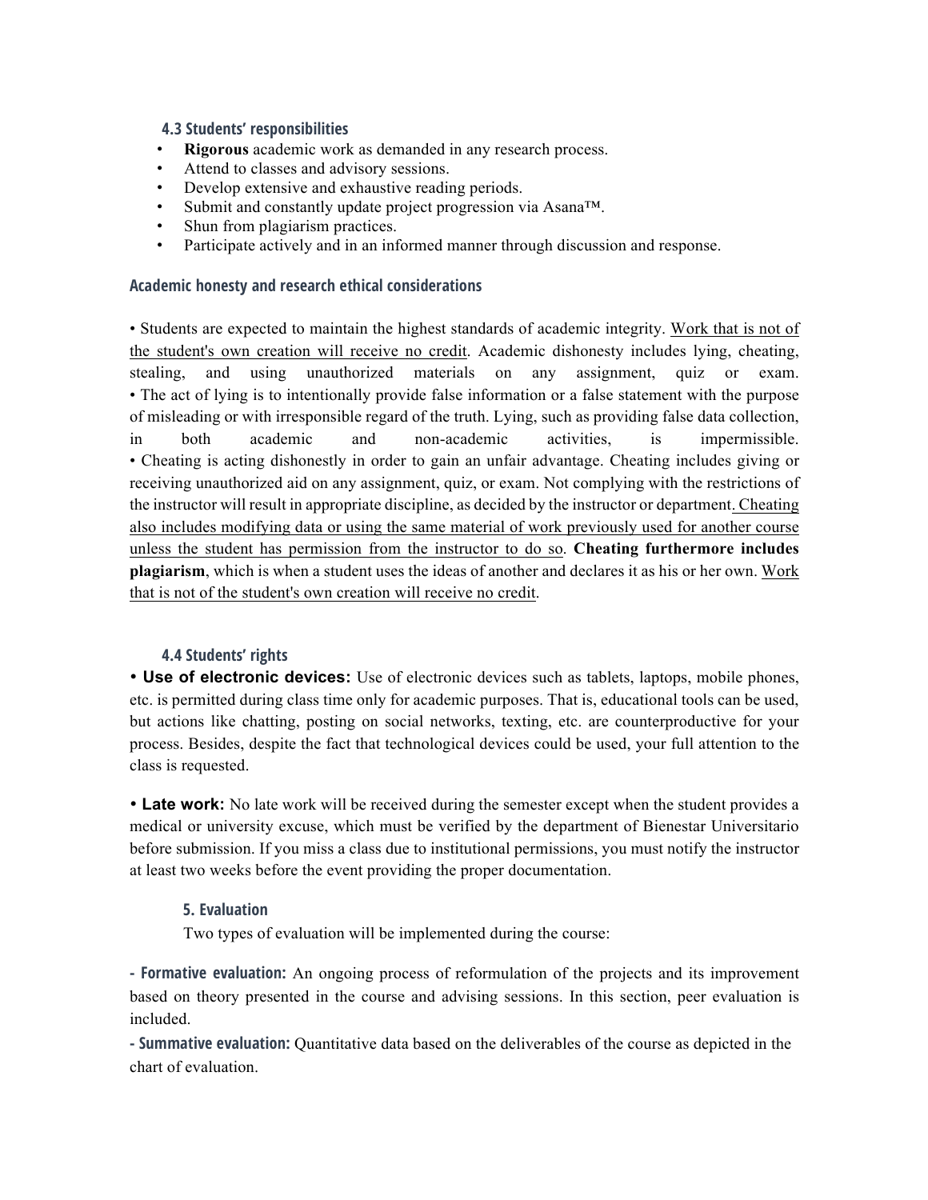### 4.3 Students' responsibilities

- **Rigorous** academic work as demanded in any research process.
- Attend to classes and advisory sessions.
- Develop extensive and exhaustive reading periods.
- Submit and constantly update project progression via Asana™.
- Shun from plagiarism practices.
- Participate actively and in an informed manner through discussion and response.

### Academic honesty and research ethical considerations

• Students are expected to maintain the highest standards of academic integrity. Work that is not of the student's own creation will receive no credit. Academic dishonesty includes lying, cheating, stealing, and using unauthorized materials on any assignment, quiz or exam.
• The act of lying is to intentionally provide false information or a false statement with the purpose of misleading or with irresponsible regard of the truth. Lying, such as providing false data collection, in both academic and non-academic activities, is impermissible.
• Cheating is acting dishonestly in order to gain an unfair advantage. Cheating includes giving or receiving unauthorized aid on any assignment, quiz, or exam. Not complying with the restrictions of the instructor will result in appropriate discipline, as decided by the instructor or department. Cheating also includes modifying data or using the same material of work previously used for another course unless the student has permission from the instructor to do so. **Cheating furthermore includes plagiarism**, which is when a student uses the ideas of another and declares it as his or her own. Work that is not of the student's own creation will receive no credit.

### 4.4 Students' rights

• **Use of electronic devices:** Use of electronic devices such as tablets, laptops, mobile phones, etc. is permitted during class time only for academic purposes. That is, educational tools can be used, but actions like chatting, posting on social networks, texting, etc. are counterproductive for your process. Besides, despite the fact that technological devices could be used, your full attention to the class is requested.

• **Late work:** No late work will be received during the semester except when the student provides a medical or university excuse, which must be verified by the department of Bienestar Universitario before submission. If you miss a class due to institutional permissions, you must notify the instructor at least two weeks before the event providing the proper documentation.

## 5. Evaluation

Two types of evaluation will be implemented during the course:

**- Formative evaluation:** An ongoing process of reformulation of the projects and its improvement based on theory presented in the course and advising sessions. In this section, peer evaluation is included.

**- Summative evaluation:** Quantitative data based on the deliverables of the course as depicted in the chart of evaluation.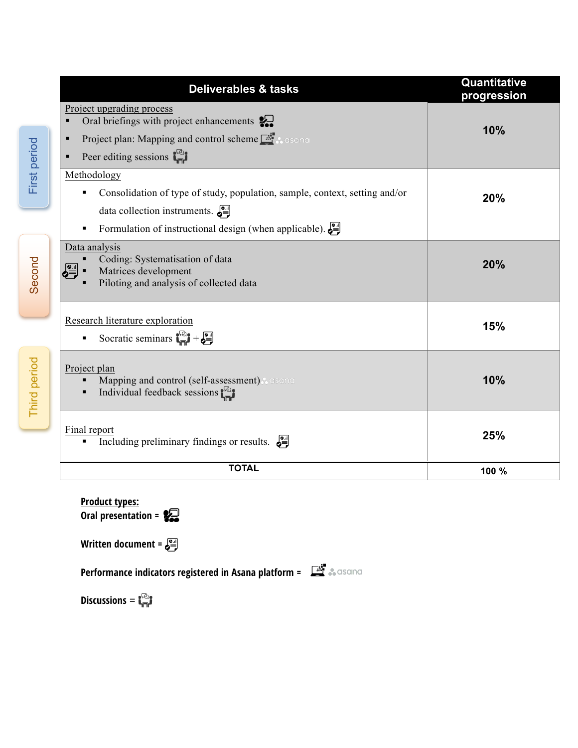| | Deliverables & tasks | Quantitative progression |
|---|---|---|
| First period | Project upgrading process<br>▪ Oral briefings with project enhancements<br>▪ Project plan: Mapping and control scheme asana<br>▪ Peer editing sessions | 10% |
| | Methodology<br>▪ Consolidation of type of study, population, sample, context, setting and/or data collection instruments.<br>▪ Formulation of instructional design (when applicable). | 20% |
| Second | Data analysis<br>▪ Coding: Systematisation of data<br>▪ Matrices development<br>▪ Piloting and analysis of collected data | 20% |
| | Research literature exploration<br>▪ Socratic seminars + | 15% |
| Third period | Project plan<br>▪ Mapping and control (self-assessment) asana<br>▪ Individual feedback sessions | 10% |
| | Final report<br>▪ Including preliminary findings or results. | 25% |
| | **TOTAL** | **100 %** |

**Product types:**

**Oral presentation =**

**Written document =**

**Performance indicators registered in Asana platform =** asana

**Discussions =**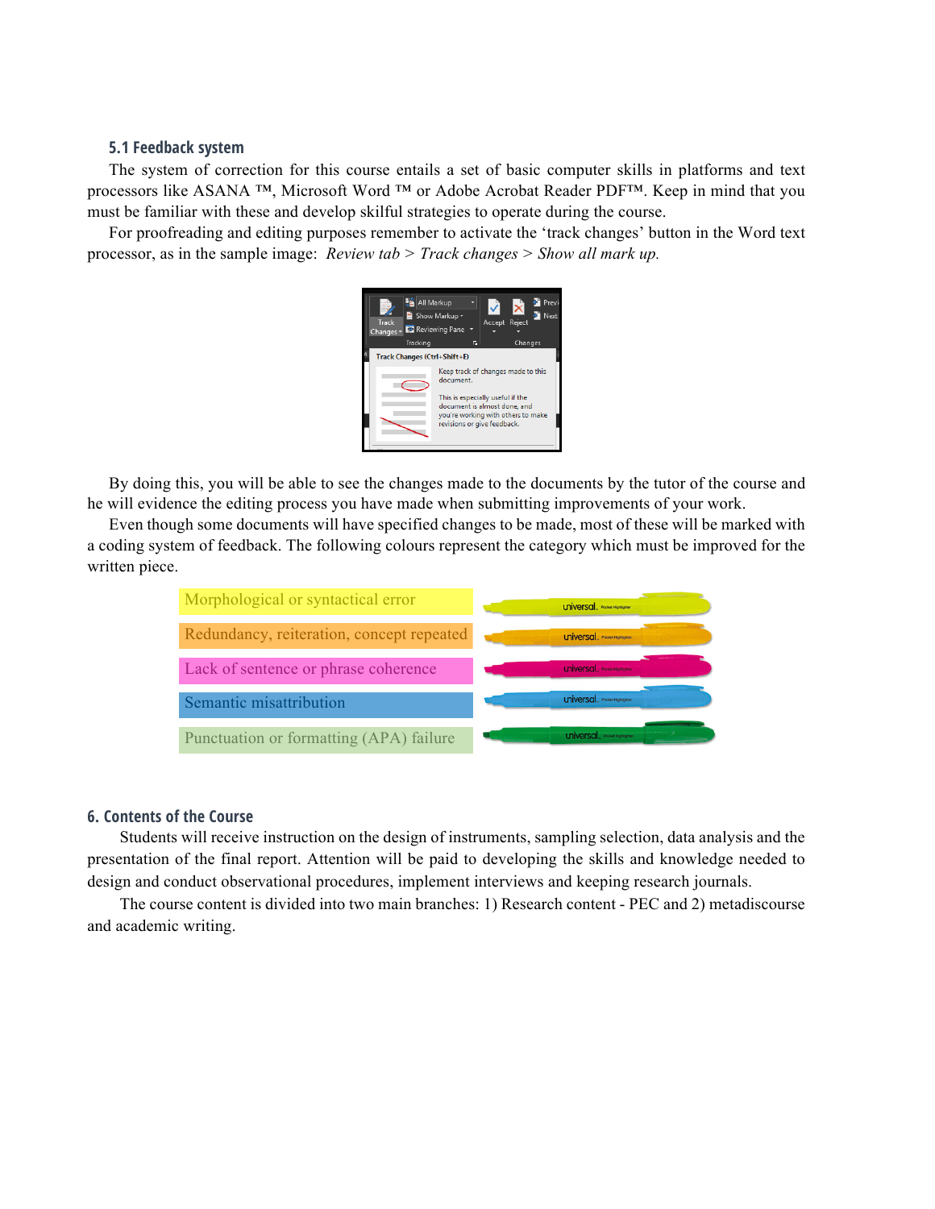### 5.1 Feedback system

The system of correction for this course entails a set of basic computer skills in platforms and text processors like ASANA ™, Microsoft Word ™ or Adobe Acrobat Reader PDF™. Keep in mind that you must be familiar with these and develop skilful strategies to operate during the course.

For proofreading and editing purposes remember to activate the 'track changes' button in the Word text processor, as in the sample image: *Review tab > Track changes > Show all mark up.*

By doing this, you will be able to see the changes made to the documents by the tutor of the course and he will evidence the editing process you have made when submitting improvements of your work.

Even though some documents will have specified changes to be made, most of these will be marked with a coding system of feedback. The following colours represent the category which must be improved for the written piece.

Morphological or syntactical error

Redundancy, reiteration, concept repeated

Lack of sentence or phrase coherence

Semantic misattribution

Punctuation or formatting (APA) failure

## 6. Contents of the Course

Students will receive instruction on the design of instruments, sampling selection, data analysis and the presentation of the final report. Attention will be paid to developing the skills and knowledge needed to design and conduct observational procedures, implement interviews and keeping research journals.

The course content is divided into two main branches: 1) Research content - PEC and 2) metadiscourse and academic writing.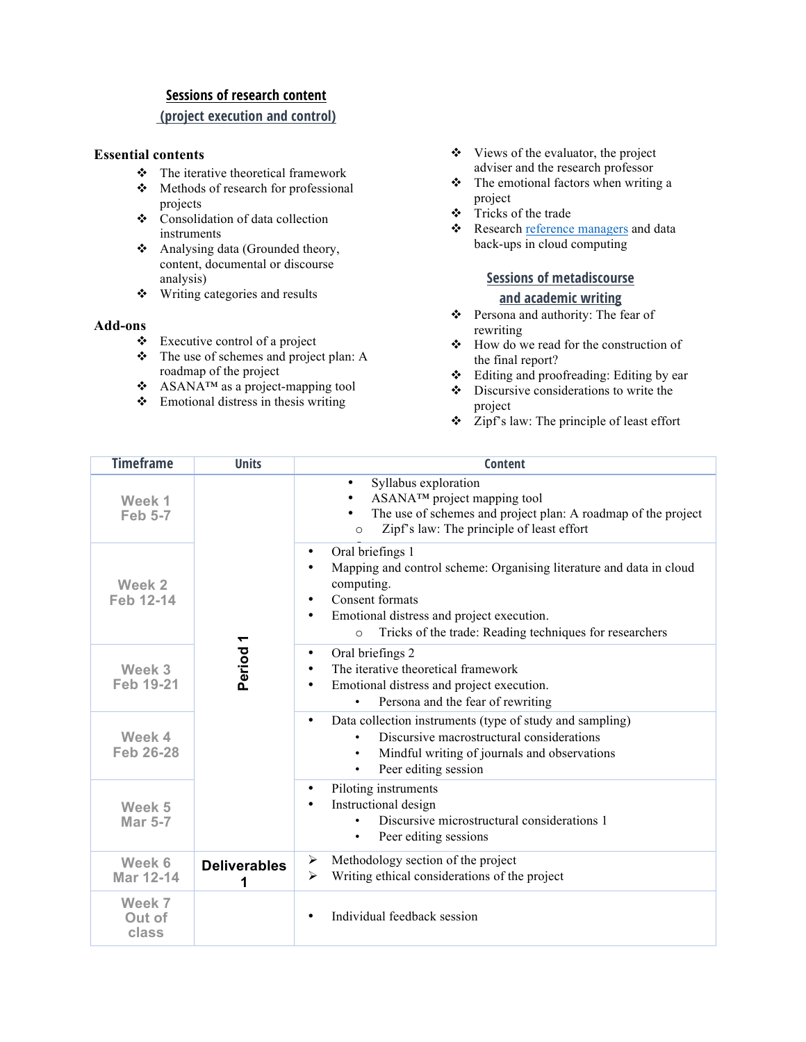## Sessions of research content (project execution and control)

**Essential contents**

- The iterative theoretical framework
- Methods of research for professional projects
- Consolidation of data collection instruments
- Analysing data (Grounded theory, content, documental or discourse analysis)
- Writing categories and results

**Add-ons**

- Executive control of a project
- The use of schemes and project plan: A roadmap of the project
- ASANA™ as a project-mapping tool
- Emotional distress in thesis writing
- Views of the evaluator, the project adviser and the research professor
- The emotional factors when writing a project
- Tricks of the trade
- Research reference managers and data back-ups in cloud computing

## Sessions of metadiscourse and academic writing

- Persona and authority: The fear of rewriting
- How do we read for the construction of the final report?
- Editing and proofreading: Editing by ear
- Discursive considerations to write the project
- Zipf's law: The principle of least effort

| Timeframe | Units | Content |
| --- | --- | --- |
| Week 1 Feb 5-7 | Period 1 | • Syllabus exploration<br>• ASANA™ project mapping tool<br>• The use of schemes and project plan: A roadmap of the project<br>○ Zipf's law: The principle of least effort |
| Week 2 Feb 12-14 | | • Oral briefings 1<br>• Mapping and control scheme: Organising literature and data in cloud computing.<br>• Consent formats<br>• Emotional distress and project execution.<br>○ Tricks of the trade: Reading techniques for researchers |
| Week 3 Feb 19-21 | | • Oral briefings 2<br>• The iterative theoretical framework<br>• Emotional distress and project execution.<br>• Persona and the fear of rewriting |
| Week 4 Feb 26-28 | | • Data collection instruments (type of study and sampling)<br>• Discursive macrostructural considerations<br>• Mindful writing of journals and observations<br>• Peer editing session |
| Week 5 Mar 5-7 | | • Piloting instruments<br>• Instructional design<br>• Discursive microstructural considerations 1<br>• Peer editing sessions |
| Week 6 Mar 12-14 | Deliverables 1 | ➢ Methodology section of the project<br>➢ Writing ethical considerations of the project |
| Week 7 Out of class | | • Individual feedback session |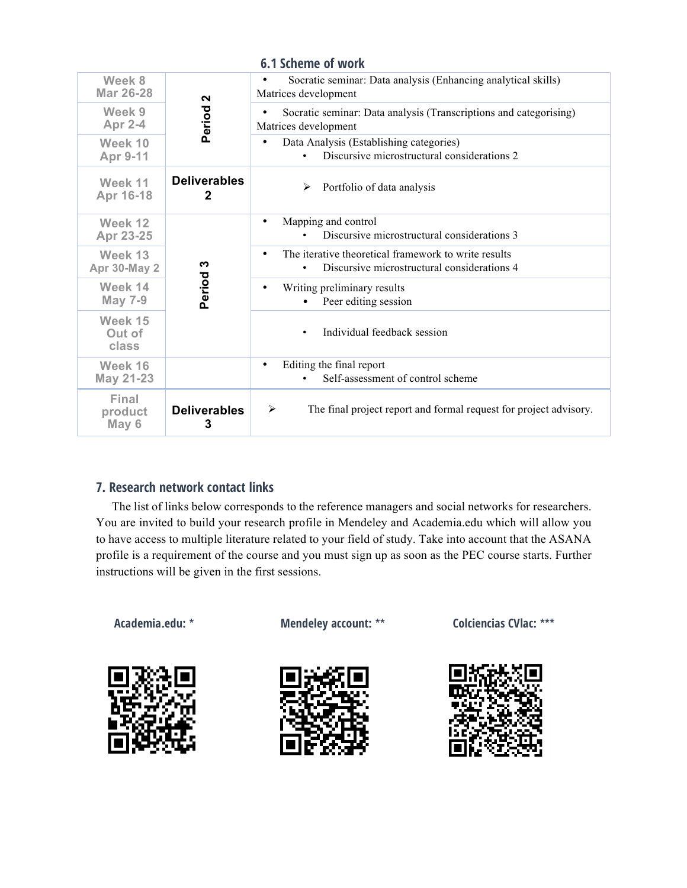### 6.1 Scheme of work

| | | |
|---|---|---|
| Week 8 Mar 26-28 | Period 2 | • Socratic seminar: Data analysis (Enhancing analytical skills) Matrices development |
| Week 9 Apr 2-4 | | • Socratic seminar: Data analysis (Transcriptions and categorising) Matrices development |
| Week 10 Apr 9-11 | | • Data Analysis (Establishing categories)<br>• Discursive microstructural considerations 2 |
| Week 11 Apr 16-18 | Deliverables 2 | ➢ Portfolio of data analysis |
| Week 12 Apr 23-25 | Period 3 | • Mapping and control<br>• Discursive microstructural considerations 3 |
| Week 13 Apr 30-May 2 | | • The iterative theoretical framework to write results<br>• Discursive microstructural considerations 4 |
| Week 14 May 7-9 | | • Writing preliminary results<br>• Peer editing session |
| Week 15 Out of class | | • Individual feedback session |
| Week 16 May 21-23 | | • Editing the final report<br>• Self-assessment of control scheme |
| Final product May 6 | Deliverables 3 | ➢ The final project report and formal request for project advisory. |

## 7. Research network contact links

The list of links below corresponds to the reference managers and social networks for researchers. You are invited to build your research profile in Mendeley and Academia.edu which will allow you to have access to multiple literature related to your field of study. Take into account that the ASANA profile is a requirement of the course and you must sign up as soon as the PEC course starts. Further instructions will be given in the first sessions.

**Academia.edu: ***

**Mendeley account: ****

**Colciencias CVlac: *****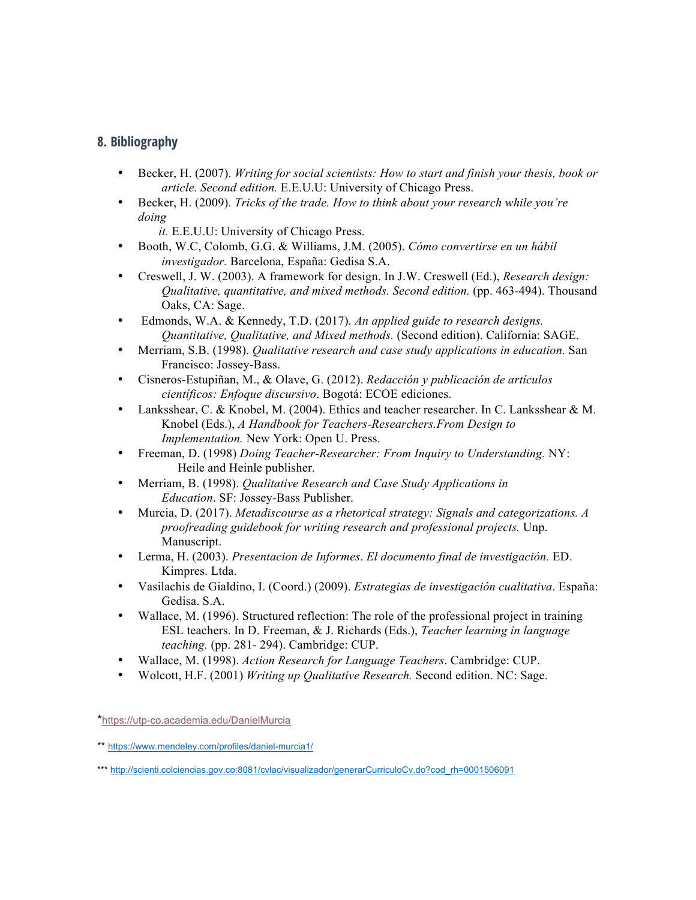## 8. Bibliography

- Becker, H. (2007). *Writing for social scientists: How to start and finish your thesis, book or article. Second edition.* E.E.U.U: University of Chicago Press.
- Becker, H. (2009). *Tricks of the trade. How to think about your research while you're doing it.* E.E.U.U: University of Chicago Press.
- Booth, W.C, Colomb, G.G. & Williams, J.M. (2005). *Cómo convertirse en un hábil investigador.* Barcelona, España: Gedisa S.A.
- Creswell, J. W. (2003). A framework for design. In J.W. Creswell (Ed.), *Research design: Qualitative, quantitative, and mixed methods. Second edition.* (pp. 463-494). Thousand Oaks, CA: Sage.
- Edmonds, W.A. & Kennedy, T.D. (2017). *An applied guide to research designs. Quantitative, Qualitative, and Mixed methods.* (Second edition). California: SAGE.
- Merriam, S.B. (1998). *Qualitative research and case study applications in education.* San Francisco: Jossey-Bass.
- Cisneros-Estupiñan, M., & Olave, G. (2012). *Redacción y publicación de artículos científicos: Enfoque discursivo*. Bogotá: ECOE ediciones.
- Lanksshear, C. & Knobel, M. (2004). Ethics and teacher researcher. In C. Lanksshear & M. Knobel (Eds.), *A Handbook for Teachers-Researchers.From Design to Implementation.* New York: Open U. Press.
- Freeman, D. (1998) *Doing Teacher-Researcher: From Inquiry to Understanding.* NY: Heile and Heinle publisher.
- Merriam, B. (1998). *Qualitative Research and Case Study Applications in Education*. SF: Jossey-Bass Publisher.
- Murcia, D. (2017). *Metadiscourse as a rhetorical strategy: Signals and categorizations. A proofreading guidebook for writing research and professional projects.* Unp. Manuscript.
- Lerma, H. (2003). *Presentacion de Informes*. *El documento final de investigación.* ED. Kimpres. Ltda.
- Vasilachis de Gialdino, I. (Coord.) (2009). *Estrategias de investigación cualitativa*. España: Gedisa. S.A.
- Wallace, M. (1996). Structured reflection: The role of the professional project in training ESL teachers. In D. Freeman, & J. Richards (Eds.), *Teacher learning in language teaching.* (pp. 281- 294). Cambridge: CUP.
- Wallace, M. (1998). *Action Research for Language Teachers*. Cambridge: CUP.
- Wolcott, H.F. (2001) *Writing up Qualitative Research.* Second edition. NC: Sage.

*https://utp-co.academia.edu/DanielMurcia

** https://www.mendeley.com/profiles/daniel-murcia1/

*** http://scienti.colciencias.gov.co:8081/cvlac/visualizador/generarCurriculoCv.do?cod_rh=0001506091